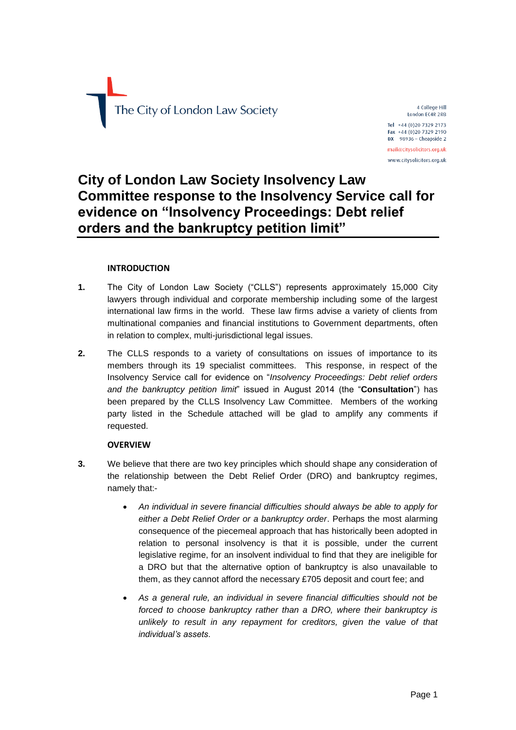The City of London Law Society

4 College Hill
London EC4R 2RB

Tel +44 (0)20 7329 2173
Fax +44 (0)20 7329 2190
DX 98936 – Cheapside 2

mail@citysolicitors.org.uk
www.citysolicitors.org.uk

# City of London Law Society Insolvency Law Committee response to the Insolvency Service call for evidence on "Insolvency Proceedings: Debt relief orders and the bankruptcy petition limit"

## INTRODUCTION

**1.** The City of London Law Society ("CLLS") represents approximately 15,000 City lawyers through individual and corporate membership including some of the largest international law firms in the world. These law firms advise a variety of clients from multinational companies and financial institutions to Government departments, often in relation to complex, multi-jurisdictional legal issues.

**2.** The CLLS responds to a variety of consultations on issues of importance to its members through its 19 specialist committees. This response, in respect of the Insolvency Service call for evidence on "*Insolvency Proceedings: Debt relief orders and the bankruptcy petition limit*" issued in August 2014 (the "**Consultation**") has been prepared by the CLLS Insolvency Law Committee. Members of the working party listed in the Schedule attached will be glad to amplify any comments if requested.

## OVERVIEW

**3.** We believe that there are two key principles which should shape any consideration of the relationship between the Debt Relief Order (DRO) and bankruptcy regimes, namely that:-

- *An individual in severe financial difficulties should always be able to apply for either a Debt Relief Order or a bankruptcy order*. Perhaps the most alarming consequence of the piecemeal approach that has historically been adopted in relation to personal insolvency is that it is possible, under the current legislative regime, for an insolvent individual to find that they are ineligible for a DRO but that the alternative option of bankruptcy is also unavailable to them, as they cannot afford the necessary £705 deposit and court fee; and
- *As a general rule, an individual in severe financial difficulties should not be forced to choose bankruptcy rather than a DRO, where their bankruptcy is unlikely to result in any repayment for creditors, given the value of that individual's assets.*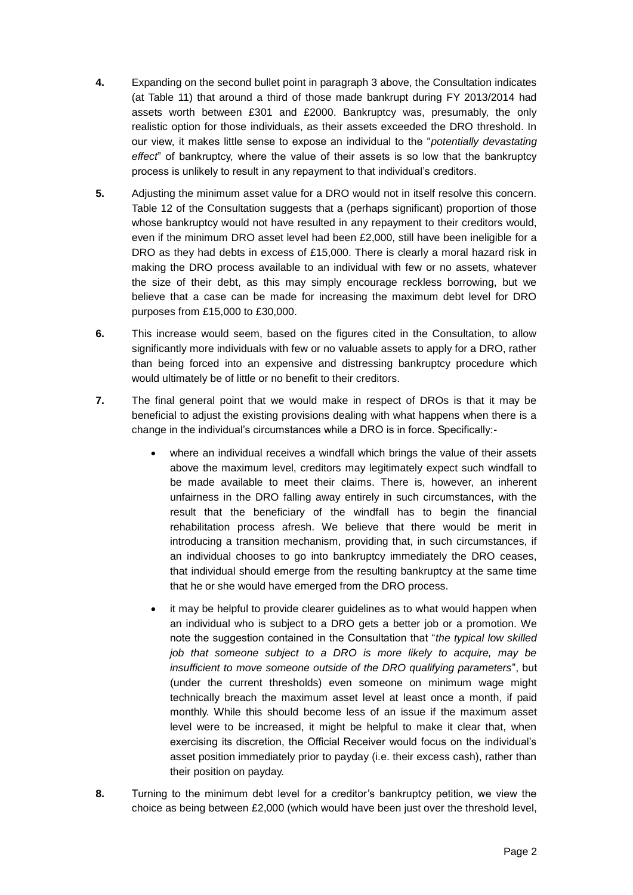**4.** Expanding on the second bullet point in paragraph 3 above, the Consultation indicates (at Table 11) that around a third of those made bankrupt during FY 2013/2014 had assets worth between £301 and £2000. Bankruptcy was, presumably, the only realistic option for those individuals, as their assets exceeded the DRO threshold. In our view, it makes little sense to expose an individual to the "*potentially devastating effect*" of bankruptcy, where the value of their assets is so low that the bankruptcy process is unlikely to result in any repayment to that individual's creditors.

**5.** Adjusting the minimum asset value for a DRO would not in itself resolve this concern. Table 12 of the Consultation suggests that a (perhaps significant) proportion of those whose bankruptcy would not have resulted in any repayment to their creditors would, even if the minimum DRO asset level had been £2,000, still have been ineligible for a DRO as they had debts in excess of £15,000. There is clearly a moral hazard risk in making the DRO process available to an individual with few or no assets, whatever the size of their debt, as this may simply encourage reckless borrowing, but we believe that a case can be made for increasing the maximum debt level for DRO purposes from £15,000 to £30,000.

**6.** This increase would seem, based on the figures cited in the Consultation, to allow significantly more individuals with few or no valuable assets to apply for a DRO, rather than being forced into an expensive and distressing bankruptcy procedure which would ultimately be of little or no benefit to their creditors.

**7.** The final general point that we would make in respect of DROs is that it may be beneficial to adjust the existing provisions dealing with what happens when there is a change in the individual's circumstances while a DRO is in force. Specifically:-

- where an individual receives a windfall which brings the value of their assets above the maximum level, creditors may legitimately expect such windfall to be made available to meet their claims. There is, however, an inherent unfairness in the DRO falling away entirely in such circumstances, with the result that the beneficiary of the windfall has to begin the financial rehabilitation process afresh. We believe that there would be merit in introducing a transition mechanism, providing that, in such circumstances, if an individual chooses to go into bankruptcy immediately the DRO ceases, that individual should emerge from the resulting bankruptcy at the same time that he or she would have emerged from the DRO process.

- it may be helpful to provide clearer guidelines as to what would happen when an individual who is subject to a DRO gets a better job or a promotion. We note the suggestion contained in the Consultation that "*the typical low skilled job that someone subject to a DRO is more likely to acquire, may be insufficient to move someone outside of the DRO qualifying parameters*", but (under the current thresholds) even someone on minimum wage might technically breach the maximum asset level at least once a month, if paid monthly. While this should become less of an issue if the maximum asset level were to be increased, it might be helpful to make it clear that, when exercising its discretion, the Official Receiver would focus on the individual's asset position immediately prior to payday (i.e. their excess cash), rather than their position on payday.

**8.** Turning to the minimum debt level for a creditor's bankruptcy petition, we view the choice as being between £2,000 (which would have been just over the threshold level,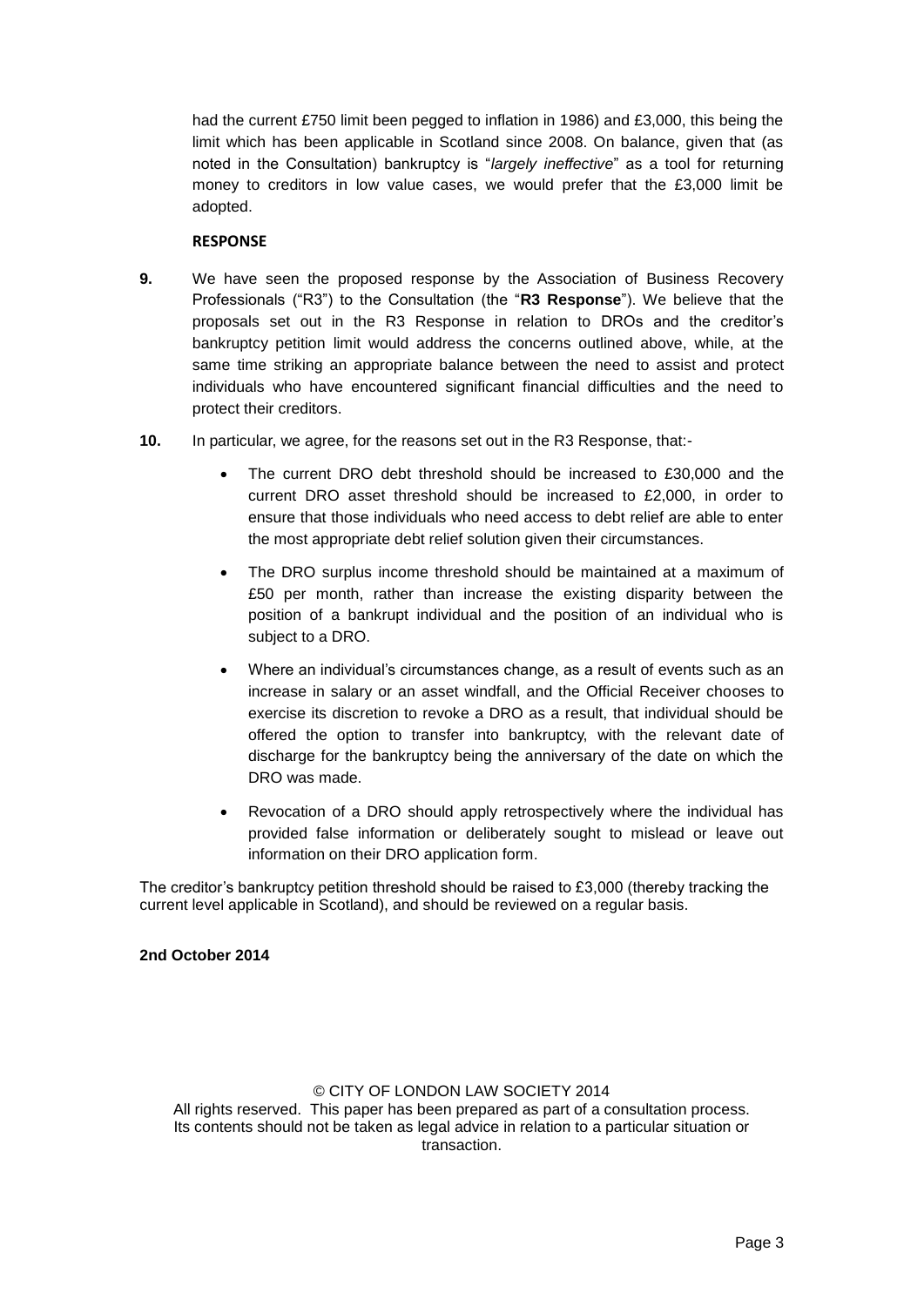had the current £750 limit been pegged to inflation in 1986) and £3,000, this being the limit which has been applicable in Scotland since 2008. On balance, given that (as noted in the Consultation) bankruptcy is "*largely ineffective*" as a tool for returning money to creditors in low value cases, we would prefer that the £3,000 limit be adopted.

**RESPONSE**

**9.** We have seen the proposed response by the Association of Business Recovery Professionals ("R3") to the Consultation (the "**R3 Response**"). We believe that the proposals set out in the R3 Response in relation to DROs and the creditor's bankruptcy petition limit would address the concerns outlined above, while, at the same time striking an appropriate balance between the need to assist and protect individuals who have encountered significant financial difficulties and the need to protect their creditors.

**10.** In particular, we agree, for the reasons set out in the R3 Response, that:-

- The current DRO debt threshold should be increased to £30,000 and the current DRO asset threshold should be increased to £2,000, in order to ensure that those individuals who need access to debt relief are able to enter the most appropriate debt relief solution given their circumstances.
- The DRO surplus income threshold should be maintained at a maximum of £50 per month, rather than increase the existing disparity between the position of a bankrupt individual and the position of an individual who is subject to a DRO.
- Where an individual's circumstances change, as a result of events such as an increase in salary or an asset windfall, and the Official Receiver chooses to exercise its discretion to revoke a DRO as a result, that individual should be offered the option to transfer into bankruptcy, with the relevant date of discharge for the bankruptcy being the anniversary of the date on which the DRO was made.
- Revocation of a DRO should apply retrospectively where the individual has provided false information or deliberately sought to mislead or leave out information on their DRO application form.

The creditor's bankruptcy petition threshold should be raised to £3,000 (thereby tracking the current level applicable in Scotland), and should be reviewed on a regular basis.

**2nd October 2014**

© CITY OF LONDON LAW SOCIETY 2014
All rights reserved. This paper has been prepared as part of a consultation process. Its contents should not be taken as legal advice in relation to a particular situation or transaction.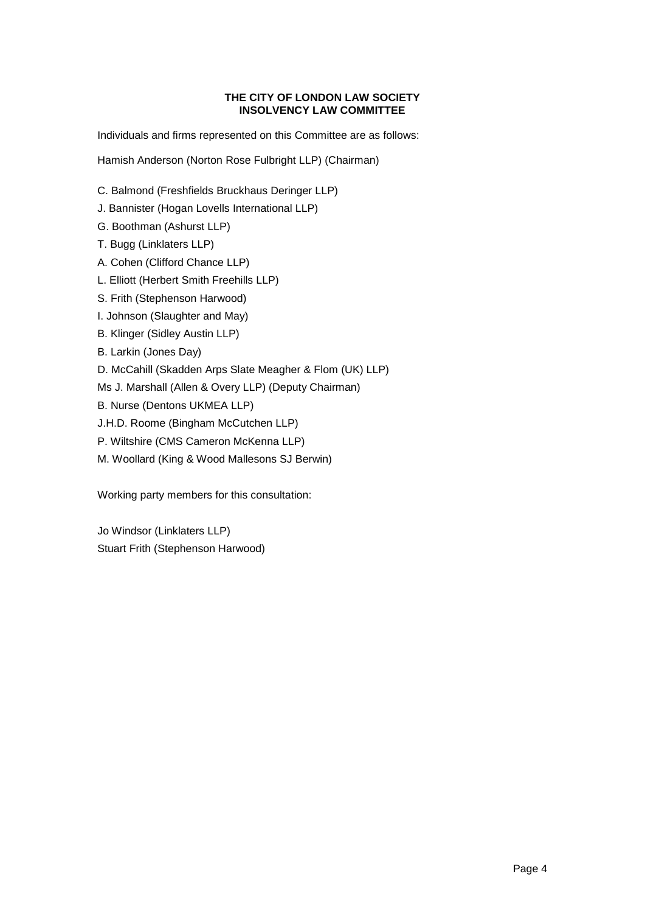**THE CITY OF LONDON LAW SOCIETY**
**INSOLVENCY LAW COMMITTEE**

Individuals and firms represented on this Committee are as follows:

Hamish Anderson (Norton Rose Fulbright LLP) (Chairman)

C. Balmond (Freshfields Bruckhaus Deringer LLP)

J. Bannister (Hogan Lovells International LLP)

G. Boothman (Ashurst LLP)

T. Bugg (Linklaters LLP)

A. Cohen (Clifford Chance LLP)

L. Elliott (Herbert Smith Freehills LLP)

S. Frith (Stephenson Harwood)

I. Johnson (Slaughter and May)

B. Klinger (Sidley Austin LLP)

B. Larkin (Jones Day)

D. McCahill (Skadden Arps Slate Meagher & Flom (UK) LLP)

Ms J. Marshall (Allen & Overy LLP) (Deputy Chairman)

B. Nurse (Dentons UKMEA LLP)

J.H.D. Roome (Bingham McCutchen LLP)

P. Wiltshire (CMS Cameron McKenna LLP)

M. Woollard (King & Wood Mallesons SJ Berwin)

Working party members for this consultation:

Jo Windsor (Linklaters LLP)
Stuart Frith (Stephenson Harwood)